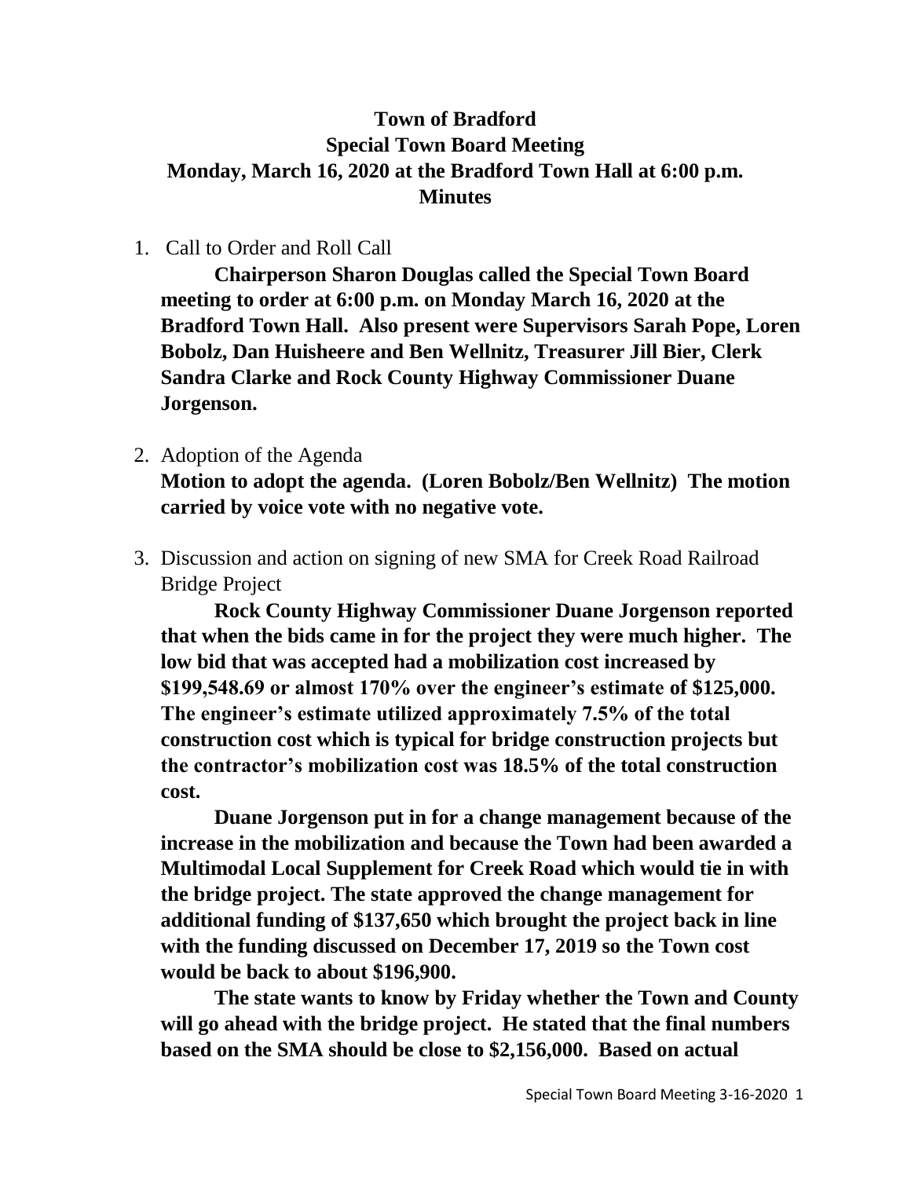# Town of Bradford
## Special Town Board Meeting
## Monday, March 16, 2020 at the Bradford Town Hall at 6:00 p.m.
## Minutes

1. Call to Order and Roll Call

   **Chairperson Sharon Douglas called the Special Town Board meeting to order at 6:00 p.m. on Monday March 16, 2020 at the Bradford Town Hall. Also present were Supervisors Sarah Pope, Loren Bobolz, Dan Huisheere and Ben Wellnitz, Treasurer Jill Bier, Clerk Sandra Clarke and Rock County Highway Commissioner Duane Jorgenson.**

2. Adoption of the Agenda

   **Motion to adopt the agenda. (Loren Bobolz/Ben Wellnitz) The motion carried by voice vote with no negative vote.**

3. Discussion and action on signing of new SMA for Creek Road Railroad Bridge Project

   **Rock County Highway Commissioner Duane Jorgenson reported that when the bids came in for the project they were much higher. The low bid that was accepted had a mobilization cost increased by $199,548.69 or almost 170% over the engineer's estimate of $125,000. The engineer's estimate utilized approximately 7.5% of the total construction cost which is typical for bridge construction projects but the contractor's mobilization cost was 18.5% of the total construction cost.**

   **Duane Jorgenson put in for a change management because of the increase in the mobilization and because the Town had been awarded a Multimodal Local Supplement for Creek Road which would tie in with the bridge project. The state approved the change management for additional funding of $137,650 which brought the project back in line with the funding discussed on December 17, 2019 so the Town cost would be back to about $196,900.**

   **The state wants to know by Friday whether the Town and County will go ahead with the bridge project. He stated that the final numbers based on the SMA should be close to $2,156,000. Based on actual**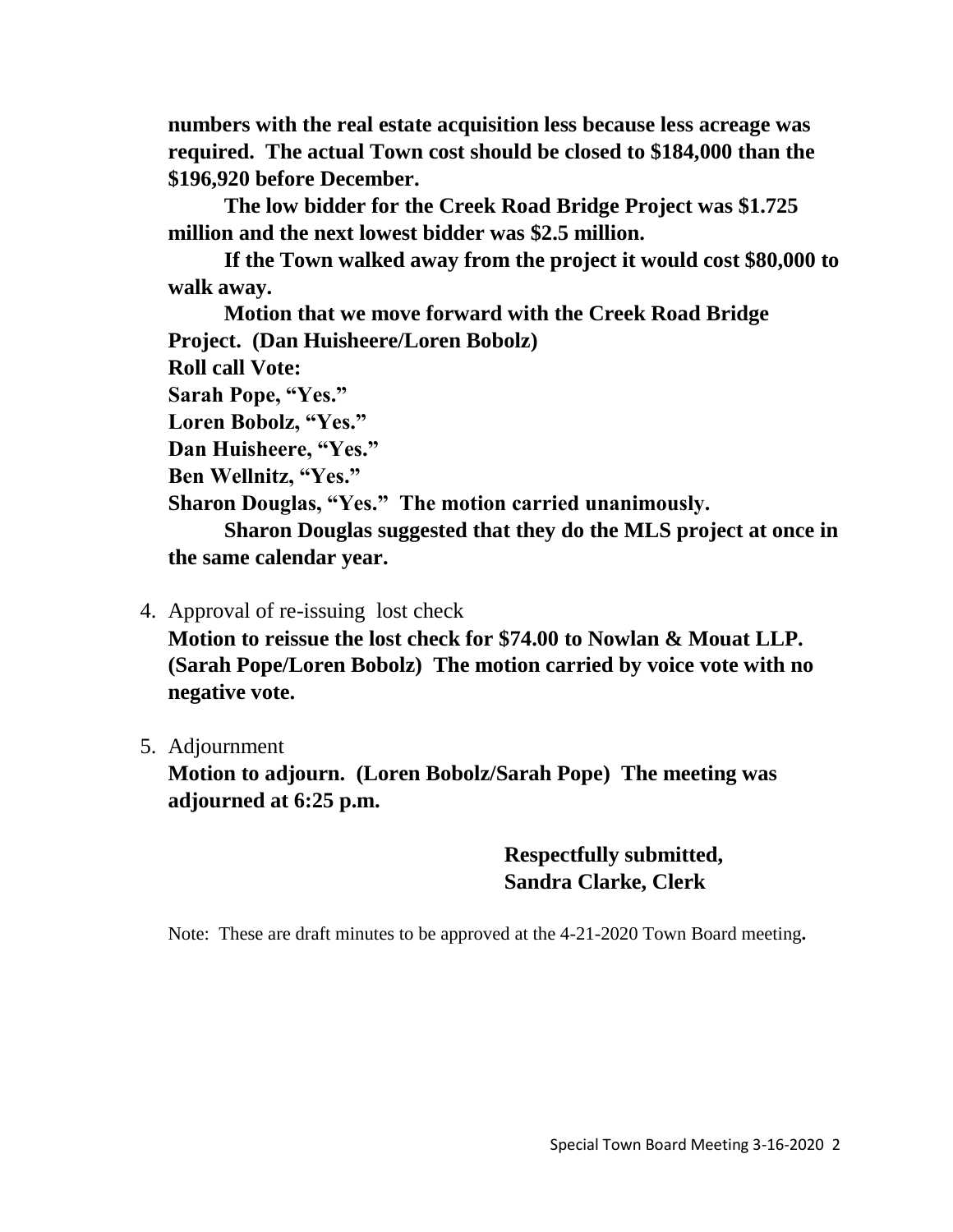**numbers with the real estate acquisition less because less acreage was required. The actual Town cost should be closed to $184,000 than the $196,920 before December.**

**The low bidder for the Creek Road Bridge Project was $1.725 million and the next lowest bidder was $2.5 million.**

**If the Town walked away from the project it would cost $80,000 to walk away.**

**Motion that we move forward with the Creek Road Bridge Project. (Dan Huisheere/Loren Bobolz)**
**Roll call Vote:**
**Sarah Pope, "Yes."**
**Loren Bobolz, "Yes."**
**Dan Huisheere, "Yes."**
**Ben Wellnitz, "Yes."**
**Sharon Douglas, "Yes." The motion carried unanimously.**

**Sharon Douglas suggested that they do the MLS project at once in the same calendar year.**

4. Approval of re-issuing lost check
   **Motion to reissue the lost check for $74.00 to Nowlan & Mouat LLP. (Sarah Pope/Loren Bobolz) The motion carried by voice vote with no negative vote.**

5. Adjournment
   **Motion to adjourn. (Loren Bobolz/Sarah Pope) The meeting was adjourned at 6:25 p.m.**

**Respectfully submitted,**
**Sandra Clarke, Clerk**

Note: These are draft minutes to be approved at the 4-21-2020 Town Board meeting.